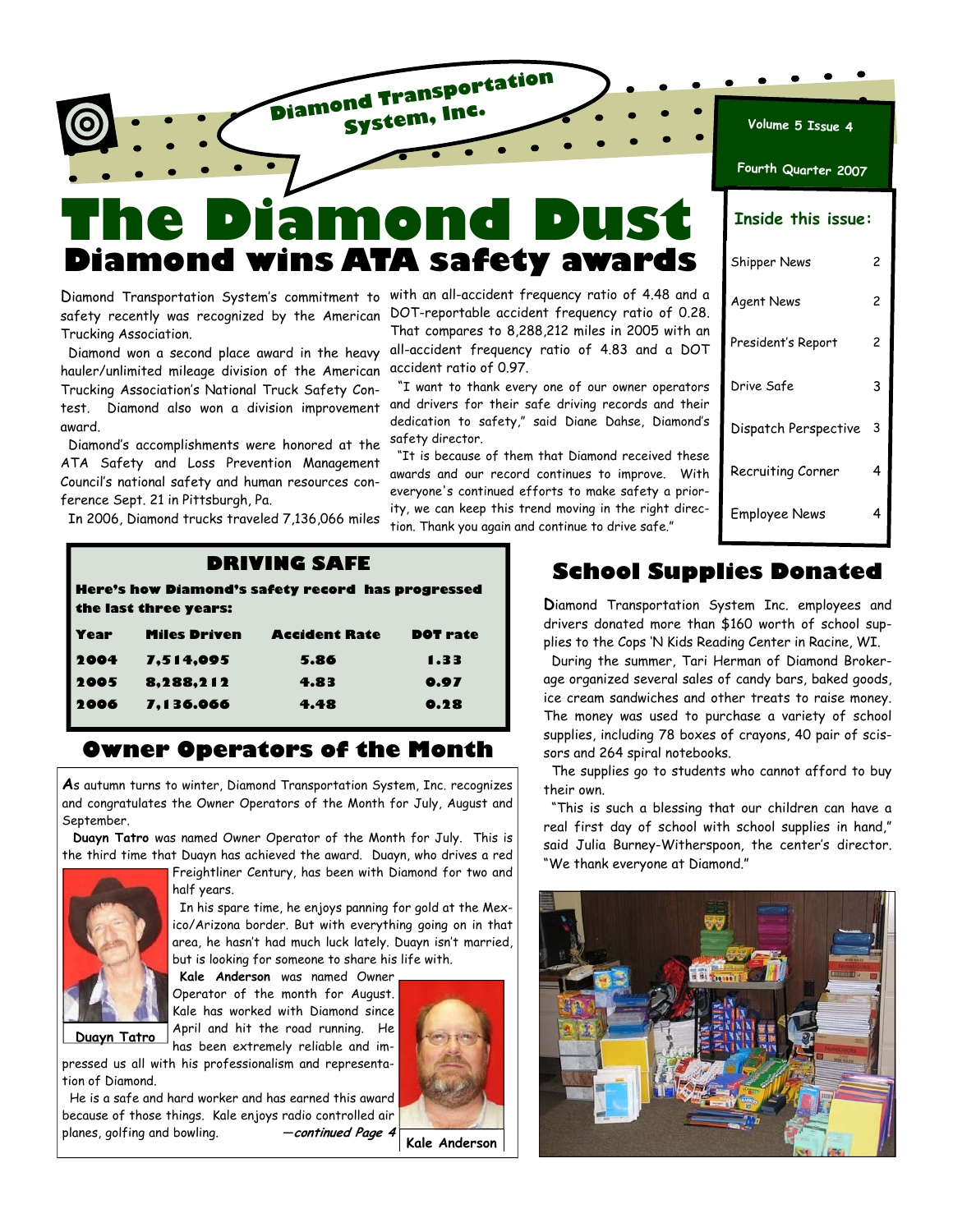Diamond Transportation System, Inc.

Volume 5 Issue 4

Fourth Quarter 2007

# The Diamond Dust

## Diamond wins ATA safety awards

Diamond Transportation System's commitment to safety recently was recognized by the American Trucking Association.

Diamond won a second place award in the heavy hauler/unlimited mileage division of the American Trucking Association's National Truck Safety Contest. Diamond also won a division improvement award.

Diamond's accomplishments were honored at the ATA Safety and Loss Prevention Management Council's national safety and human resources conference Sept. 21 in Pittsburgh, Pa.

In 2006, Diamond trucks traveled 7,136,066 miles with an all-accident frequency ratio of 4.48 and a DOT-reportable accident frequency ratio of 0.28. That compares to 8,288,212 miles in 2005 with an all-accident frequency ratio of 4.83 and a DOT accident ratio of 0.97.

"I want to thank every one of our owner operators and drivers for their safe driving records and their dedication to safety," said Diane Dahse, Diamond's safety director.

"It is because of them that Diamond received these awards and our record continues to improve. With everyone's continued efforts to make safety a priority, we can keep this trend moving in the right direction. Thank you again and continue to drive safe."

**Inside this issue:**

| | |
|---|---|
| Shipper News | 2 |
| Agent News | 2 |
| President's Report | 2 |
| Drive Safe | 3 |
| Dispatch Perspective | 3 |
| Recruiting Corner | 4 |
| Employee News | 4 |

### DRIVING SAFE

**Here's how Diamond's safety record has progressed the last three years:**

| Year | Miles Driven | Accident Rate | DOT rate |
|---|---|---|---|
| 2004 | 7,514,095 | 5.86 | 1.33 |
| 2005 | 8,288,212 | 4.83 | 0.97 |
| 2006 | 7,136.066 | 4.48 | 0.28 |

## Owner Operators of the Month

As autumn turns to winter, Diamond Transportation System, Inc. recognizes and congratulates the Owner Operators of the Month for July, August and September.

**Duayn Tatro** was named Owner Operator of the Month for July. This is the third time that Duayn has achieved the award. Duayn, who drives a red Freightliner Century, has been with Diamond for two and half years.

In his spare time, he enjoys panning for gold at the Mexico/Arizona border. But with everything going on in that area, he hasn't had much luck lately. Duayn isn't married, but is looking for someone to share his life with.

Duayn Tatro

**Kale Anderson** was named Owner Operator of the month for August. Kale has worked with Diamond since April and hit the road running. He has been extremely reliable and impressed us all with his professionalism and representation of Diamond.

He is a safe and hard worker and has earned this award because of those things. Kale enjoys radio controlled air planes, golfing and bowling. *—continued Page 4*

Kale Anderson

## School Supplies Donated

Diamond Transportation System Inc. employees and drivers donated more than $160 worth of school supplies to the Cops 'N Kids Reading Center in Racine, WI.

During the summer, Tari Herman of Diamond Brokerage organized several sales of candy bars, baked goods, ice cream sandwiches and other treats to raise money. The money was used to purchase a variety of school supplies, including 78 boxes of crayons, 40 pair of scissors and 264 spiral notebooks.

The supplies go to students who cannot afford to buy their own.

"This is such a blessing that our children can have a real first day of school with school supplies in hand," said Julia Burney-Witherspoon, the center's director. "We thank everyone at Diamond."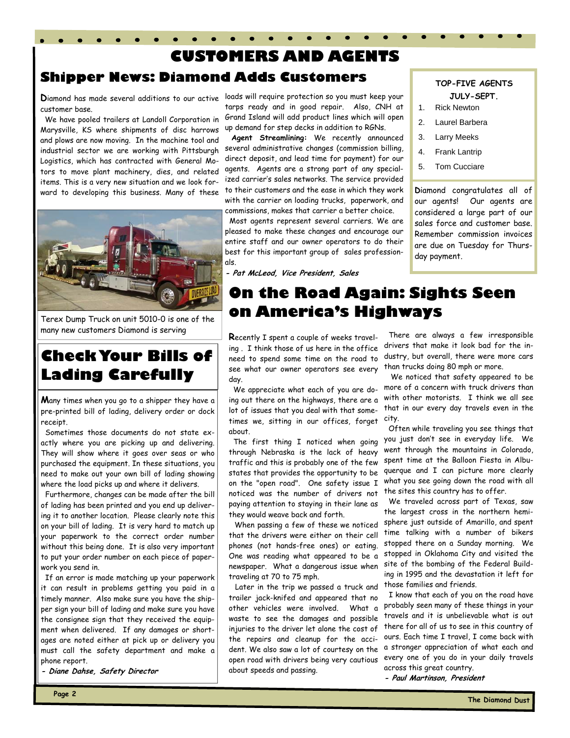# CUSTOMERS AND AGENTS

## Shipper News: Diamond Adds Customers

Diamond has made several additions to our active customer base.

We have pooled trailers at Landoll Corporation in Marysville, KS where shipments of disc harrows and plows are now moving. In the machine tool and industrial sector we are working with Pittsburgh Logistics, which has contracted with General Motors to move plant machinery, dies, and related items. This is a very new situation and we look forward to developing this business. Many of these loads will require protection so you must keep your tarps ready and in good repair. Also, CNH at Grand Island will add product lines which will open up demand for step decks in addition to RGNs.

**Agent Streamlining:** We recently announced several administrative changes (commission billing, direct deposit, and lead time for payment) for our agents. Agents are a strong part of any specialized carrier's sales networks. The service provided to their customers and the ease in which they work with the carrier on loading trucks, paperwork, and commissions, makes that carrier a better choice.

Most agents represent several carriers. We are pleased to make these changes and encourage our entire staff and our owner operators to do their best for this important group of sales professionals.

***- Pat McLeod, Vice President, Sales***

**TOP-FIVE AGENTS JULY-SEPT.**

1. Rick Newton
2. Laurel Barbera
3. Larry Meeks
4. Frank Lantrip
5. Tom Cucciare

Diamond congratulates all of our agents! Our agents are considered a large part of our sales force and customer base. Remember commission invoices are due on Tuesday for Thursday payment.

Terex Dump Truck on unit 5010-0 is one of the many new customers Diamond is serving

## Check Your Bills of Lading Carefully

Many times when you go to a shipper they have a pre-printed bill of lading, delivery order or dock receipt.

Sometimes those documents do not state exactly where you are picking up and delivering. They will show where it goes over seas or who purchased the equipment. In these situations, you need to make out your own bill of lading showing where the load picks up and where it delivers.

Furthermore, changes can be made after the bill of lading has been printed and you end up delivering it to another location. Please clearly note this on your bill of lading. It is very hard to match up your paperwork to the correct order number without this being done. It is also very important to put your order number on each piece of paperwork you send in.

If an error is made matching up your paperwork it can result in problems getting you paid in a timely manner. Also make sure you have the shipper sign your bill of lading and make sure you have the consignee sign that they received the equipment when delivered. If any damages or shortages are noted either at pick up or delivery you must call the safety department and make a phone report.

***- Diane Dahse, Safety Director***

## On the Road Again: Sights Seen on America's Highways

Recently I spent a couple of weeks traveling . I think those of us here in the office need to spend some time on the road to see what our owner operators see every day.

We appreciate what each of you are doing out there on the highways, there are a lot of issues that you deal with that sometimes we, sitting in our offices, forget about.

The first thing I noticed when going through Nebraska is the lack of heavy traffic and this is probably one of the few states that provides the opportunity to be on the "open road". One safety issue I noticed was the number of drivers not paying attention to staying in their lane as they would weave back and forth.

When passing a few of these we noticed that the drivers were either on their cell phones (not hands-free ones) or eating. One was reading what appeared to be a newspaper. What a dangerous issue when traveling at 70 to 75 mph.

Later in the trip we passed a truck and trailer jack-knifed and appeared that no other vehicles were involved. What a waste to see the damages and possible injuries to the driver let alone the cost of the repairs and cleanup for the accident. We also saw a lot of courtesy on the open road with drivers being very cautious about speeds and passing.

There are always a few irresponsible drivers that make it look bad for the industry, but overall, there were more cars than trucks doing 80 mph or more.

We noticed that safety appeared to be more of a concern with truck drivers than with other motorists. I think we all see that in our every day travels even in the city.

Often while traveling you see things that you just don't see in everyday life. We went through the mountains in Colorado, spent time at the Balloon Fiesta in Albuquerque and I can picture more clearly what you see going down the road with all the sites this country has to offer.

We traveled across part of Texas, saw the largest cross in the northern hemisphere just outside of Amarillo, and spent time talking with a number of bikers stopped there on a Sunday morning. We stopped in Oklahoma City and visited the site of the bombing of the Federal Building in 1995 and the devastation it left for those families and friends.

I know that each of you on the road have probably seen many of these things in your travels and it is unbelievable what is out there for all of us to see in this country of ours. Each time I travel, I come back with a stronger appreciation of what each and every one of you do in your daily travels across this great country.

***- Paul Martinson, President***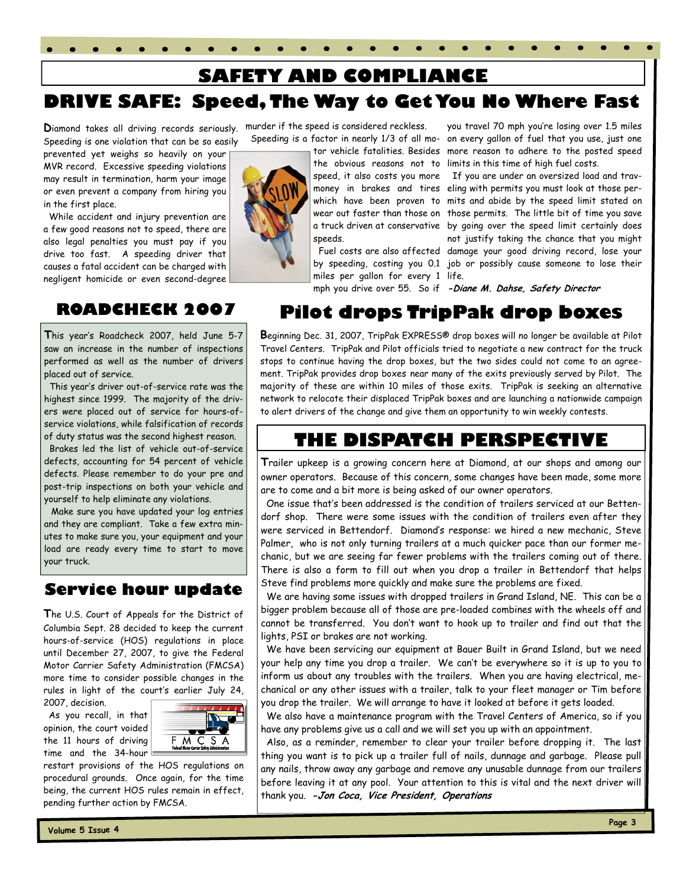# SAFETY AND COMPLIANCE

## DRIVE SAFE: Speed, The Way to Get You No Where Fast

Diamond takes all driving records seriously. Speeding is one violation that can be so easily prevented yet weighs so heavily on your MVR record. Excessive speeding violations may result in termination, harm your image or even prevent a company from hiring you in the first place.

While accident and injury prevention are a few good reasons not to speed, there are also legal penalties you must pay if you drive too fast. A speeding driver that causes a fatal accident can be charged with negligent homicide or even second-degree murder if the speed is considered reckless.

Speeding is a factor in nearly 1/3 of all motor vehicle fatalities. Besides the obvious reasons not to speed, it also costs you more money in brakes and tires which have been proven to wear out faster than those on a truck driven at conservative speeds.

Fuel costs are also affected by speeding, costing you 0.1 miles per gallon for every 1 mph you drive over 55. So if you travel 70 mph you're losing over 1.5 miles on every gallon of fuel that you use, just one more reason to adhere to the posted speed limits in this time of high fuel costs.

If you are under an oversized load and traveling with permits you must look at those permits and abide by the speed limit stated on those permits. The little bit of time you save by going over the speed limit certainly does not justify taking the chance that you might damage your good driving record, lose your job or possibly cause someone to lose their life.

***-Diane M. Dahse, Safety Director***

## ROADCHECK 2007

This year's Roadcheck 2007, held June 5-7 saw an increase in the number of inspections performed as well as the number of drivers placed out of service.

This year's driver out-of-service rate was the highest since 1999. The majority of the drivers were placed out of service for hours-of-service violations, while falsification of records of duty status was the second highest reason.

Brakes led the list of vehicle out-of-service defects, accounting for 54 percent of vehicle defects. Please remember to do your pre and post-trip inspections on both your vehicle and yourself to help eliminate any violations.

Make sure you have updated your log entries and they are compliant. Take a few extra minutes to make sure you, your equipment and your load are ready every time to start to move your truck.

## Service hour update

The U.S. Court of Appeals for the District of Columbia Sept. 28 decided to keep the current hours-of-service (HOS) regulations in place until December 27, 2007, to give the Federal Motor Carrier Safety Administration (FMCSA) more time to consider possible changes in the rules in light of the court's earlier July 24, 2007, decision.

As you recall, in that opinion, the court voided the 11 hours of driving time and the 34-hour restart provisions of the HOS regulations on procedural grounds. Once again, for the time being, the current HOS rules remain in effect, pending further action by FMCSA.

## Pilot drops TripPak drop boxes

Beginning Dec. 31, 2007, TripPak EXPRESS® drop boxes will no longer be available at Pilot Travel Centers. TripPak and Pilot officials tried to negotiate a new contract for the truck stops to continue having the drop boxes, but the two sides could not come to an agreement. TripPak provides drop boxes near many of the exits previously served by Pilot. The majority of these are within 10 miles of those exits. TripPak is seeking an alternative network to relocate their displaced TripPak boxes and are launching a nationwide campaign to alert drivers of the change and give them an opportunity to win weekly contests.

## THE DISPATCH PERSPECTIVE

Trailer upkeep is a growing concern here at Diamond, at our shops and among our owner operators. Because of this concern, some changes have been made, some more are to come and a bit more is being asked of our owner operators.

One issue that's been addressed is the condition of trailers serviced at our Bettendorf shop. There were some issues with the condition of trailers even after they were serviced in Bettendorf. Diamond's response: we hired a new mechanic, Steve Palmer, who is not only turning trailers at a much quicker pace than our former mechanic, but we are seeing far fewer problems with the trailers coming out of there. There is also a form to fill out when you drop a trailer in Bettendorf that helps Steve find problems more quickly and make sure the problems are fixed.

We are having some issues with dropped trailers in Grand Island, NE. This can be a bigger problem because all of those are pre-loaded combines with the wheels off and cannot be transferred. You don't want to hook up to trailer and find out that the lights, PSI or brakes are not working.

We have been servicing our equipment at Bauer Built in Grand Island, but we need your help any time you drop a trailer. We can't be everywhere so it is up to you to inform us about any troubles with the trailers. When you are having electrical, mechanical or any other issues with a trailer, talk to your fleet manager or Tim before you drop the trailer. We will arrange to have it looked at before it gets loaded.

We also have a maintenance program with the Travel Centers of America, so if you have any problems give us a call and we will set you up with an appointment.

Also, as a reminder, remember to clear your trailer before dropping it. The last thing you want is to pick up a trailer full of nails, dunnage and garbage. Please pull any nails, throw away any garbage and remove any unusable dunnage from our trailers before leaving it at any pool. Your attention to this is vital and the next driver will thank you. ***-Jon Coca, Vice President, Operations***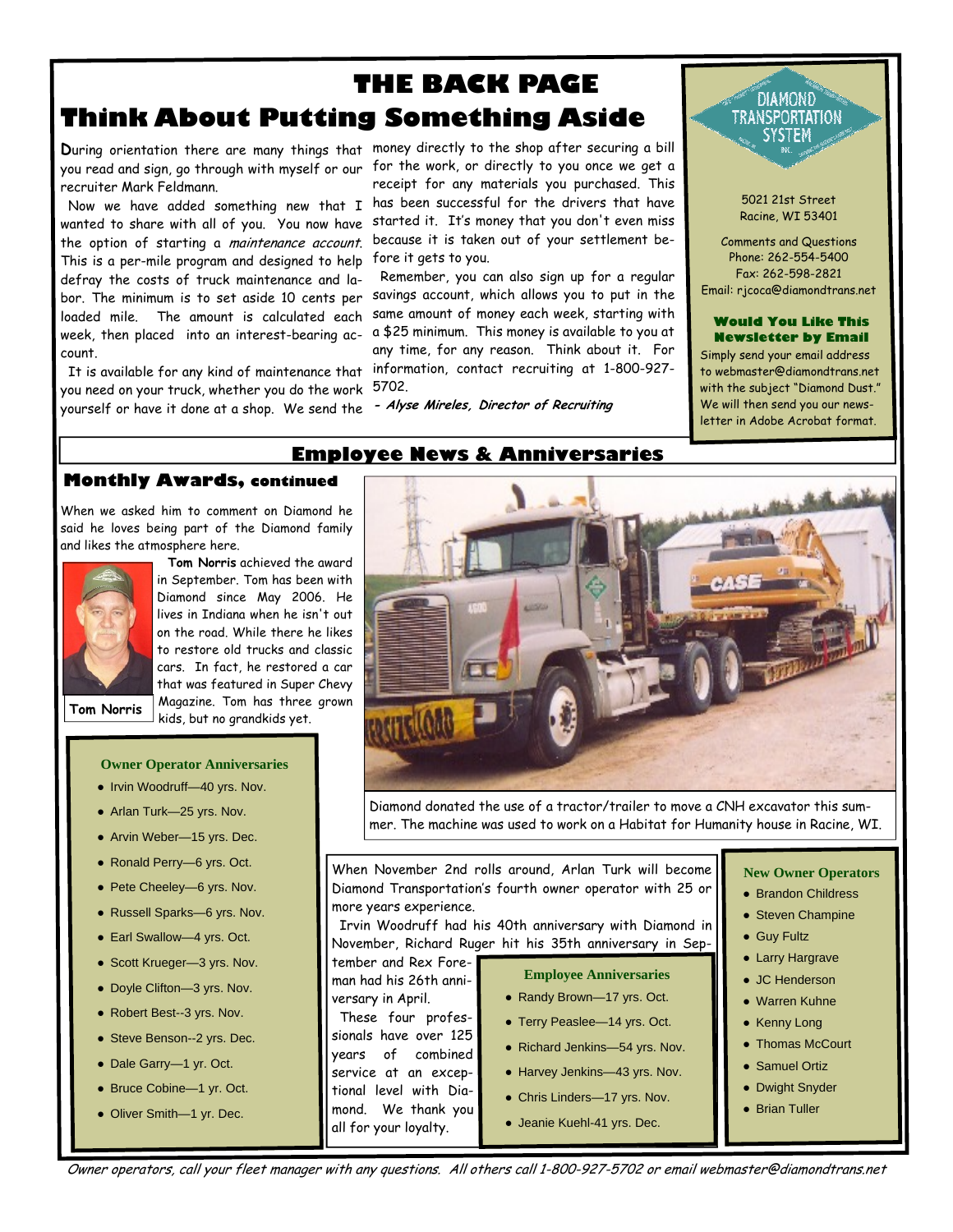# THE BACK PAGE

## Think About Putting Something Aside

During orientation there are many things that you read and sign, go through with myself or our recruiter Mark Feldmann.

Now we have added something new that I wanted to share with all of you. You now have the option of starting a *maintenance account*. This is a per-mile program and designed to help defray the costs of truck maintenance and labor. The minimum is to set aside 10 cents per loaded mile. The amount is calculated each week, then placed into an interest-bearing account.

It is available for any kind of maintenance that you need on your truck, whether you do the work yourself or have it done at a shop. We send the money directly to the shop after securing a bill for the work, or directly to you once we get a receipt for any materials you purchased. This has been successful for the drivers that have started it. It's money that you don't even miss because it is taken out of your settlement before it gets to you.

Remember, you can also sign up for a regular savings account, which allows you to put in the same amount of money each week, starting with a $25 minimum. This money is available to you at any time, for any reason. Think about it. For information, contact recruiting at 1-800-927-5702.

***- Alyse Mireles, Director of Recruiting***

DIAMOND TRANSPORTATION SYSTEM INC.

5021 21st Street
Racine, WI 53401

Comments and Questions
Phone: 262-554-5400
Fax: 262-598-2821
Email: rjcoca@diamondtrans.net

**Would You Like This Newsletter by Email**

Simply send your email address to webmaster@diamondtrans.net with the subject "Diamond Dust." We will then send you our newsletter in Adobe Acrobat format.

## Employee News & Anniversaries

### Monthly Awards, continued

When we asked him to comment on Diamond he said he loves being part of the Diamond family and likes the atmosphere here.

**Tom Norris** achieved the award in September. Tom has been with Diamond since May 2006. He lives in Indiana when he isn't out on the road. While there he likes to restore old trucks and classic cars. In fact, he restored a car that was featured in Super Chevy Magazine. Tom has three grown kids, but no grandkids yet.

Tom Norris

Diamond donated the use of a tractor/trailer to move a CNH excavator this summer. The machine was used to work on a Habitat for Humanity house in Racine, WI.

**Owner Operator Anniversaries**

- Irvin Woodruff—40 yrs. Nov.
- Arlan Turk—25 yrs. Nov.
- Arvin Weber—15 yrs. Dec.
- Ronald Perry—6 yrs. Oct.
- Pete Cheeley—6 yrs. Nov.
- Russell Sparks—6 yrs. Nov.
- Earl Swallow—4 yrs. Oct.
- Scott Krueger—3 yrs. Nov.
- Doyle Clifton—3 yrs. Nov.
- Robert Best--3 yrs. Nov.
- Steve Benson--2 yrs. Dec.
- Dale Garry—1 yr. Oct.
- Bruce Cobine—1 yr. Oct.
- Oliver Smith—1 yr. Dec.

When November 2nd rolls around, Arlan Turk will become Diamond Transportation's fourth owner operator with 25 or more years experience.

Irvin Woodruff had his 40th anniversary with Diamond in November, Richard Ruger hit his 35th anniversary in September and Rex Foreman had his 26th anniversary in April.

These four professionals have over 125 years of combined service at an exceptional level with Diamond. We thank you all for your loyalty.

**Employee Anniversaries**

- Randy Brown—17 yrs. Oct.
- Terry Peaslee—14 yrs. Oct.
- Richard Jenkins—54 yrs. Nov.
- Harvey Jenkins—43 yrs. Nov.
- Chris Linders—17 yrs. Nov.
- Jeanie Kuehl-41 yrs. Dec.

**New Owner Operators**

- Brandon Childress
- Steven Champine
- Guy Fultz
- Larry Hargrave
- JC Henderson
- Warren Kuhne
- Kenny Long
- Thomas McCourt
- Samuel Ortiz
- Dwight Snyder
- Brian Tuller

*Owner operators, call your fleet manager with any questions. All others call 1-800-927-5702 or email webmaster@diamondtrans.net*